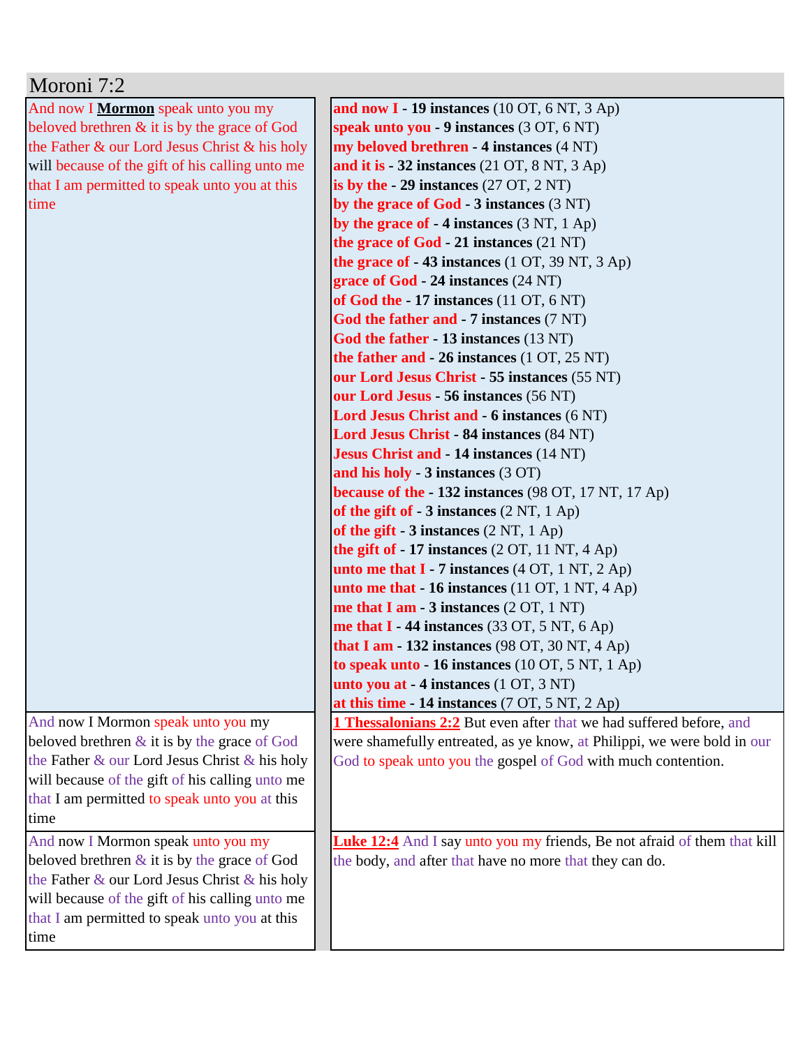# Moroni 7:2

| | |
|---|---|
| And now I **Mormon** speak unto you my beloved brethren & it is by the grace of God the Father & our Lord Jesus Christ & his holy will because of the gift of his calling unto me that I am permitted to speak unto you at this time | **and now I** - **19 instances** (10 OT, 6 NT, 3 Ap)<br>**speak unto you** - **9 instances** (3 OT, 6 NT)<br>**my beloved brethren** - **4 instances** (4 NT)<br>**and it is** - **32 instances** (21 OT, 8 NT, 3 Ap)<br>**is by the** - **29 instances** (27 OT, 2 NT)<br>**by the grace of God** - **3 instances** (3 NT)<br>**by the grace of** - **4 instances** (3 NT, 1 Ap)<br>**the grace of God** - **21 instances** (21 NT)<br>**the grace of** - **43 instances** (1 OT, 39 NT, 3 Ap)<br>**grace of God** - **24 instances** (24 NT)<br>**of God the** - **17 instances** (11 OT, 6 NT)<br>**God the father and** - **7 instances** (7 NT)<br>**God the father** - **13 instances** (13 NT)<br>**the father and** - **26 instances** (1 OT, 25 NT)<br>**our Lord Jesus Christ** - **55 instances** (55 NT)<br>**our Lord Jesus** - **56 instances** (56 NT)<br>**Lord Jesus Christ and** - **6 instances** (6 NT)<br>**Lord Jesus Christ** - **84 instances** (84 NT)<br>**Jesus Christ and** - **14 instances** (14 NT)<br>**and his holy** - **3 instances** (3 OT)<br>**because of the** - **132 instances** (98 OT, 17 NT, 17 Ap)<br>**of the gift of** - **3 instances** (2 NT, 1 Ap)<br>**of the gift** - **3 instances** (2 NT, 1 Ap)<br>**the gift of** - **17 instances** (2 OT, 11 NT, 4 Ap)<br>**unto me that I** - **7 instances** (4 OT, 1 NT, 2 Ap)<br>**unto me that** - **16 instances** (11 OT, 1 NT, 4 Ap)<br>**me that I am** - **3 instances** (2 OT, 1 NT)<br>**me that I** - **44 instances** (33 OT, 5 NT, 6 Ap)<br>**that I am** - **132 instances** (98 OT, 30 NT, 4 Ap)<br>**to speak unto** - **16 instances** (10 OT, 5 NT, 1 Ap)<br>**unto you at** - **4 instances** (1 OT, 3 NT)<br>**at this time** - **14 instances** (7 OT, 5 NT, 2 Ap) |
| And now I Mormon speak unto you my beloved brethren & it is by the grace of God the Father & our Lord Jesus Christ & his holy will because of the gift of his calling unto me that I am permitted to speak unto you at this time | **1 Thessalonians 2:2** But even after that we had suffered before, and were shamefully entreated, as ye know, at Philippi, we were bold in our God to speak unto you the gospel of God with much contention. |
| And now I Mormon speak unto you my beloved brethren & it is by the grace of God the Father & our Lord Jesus Christ & his holy will because of the gift of his calling unto me that I am permitted to speak unto you at this time | **Luke 12:4** And I say unto you my friends, Be not afraid of them that kill the body, and after that have no more that they can do. |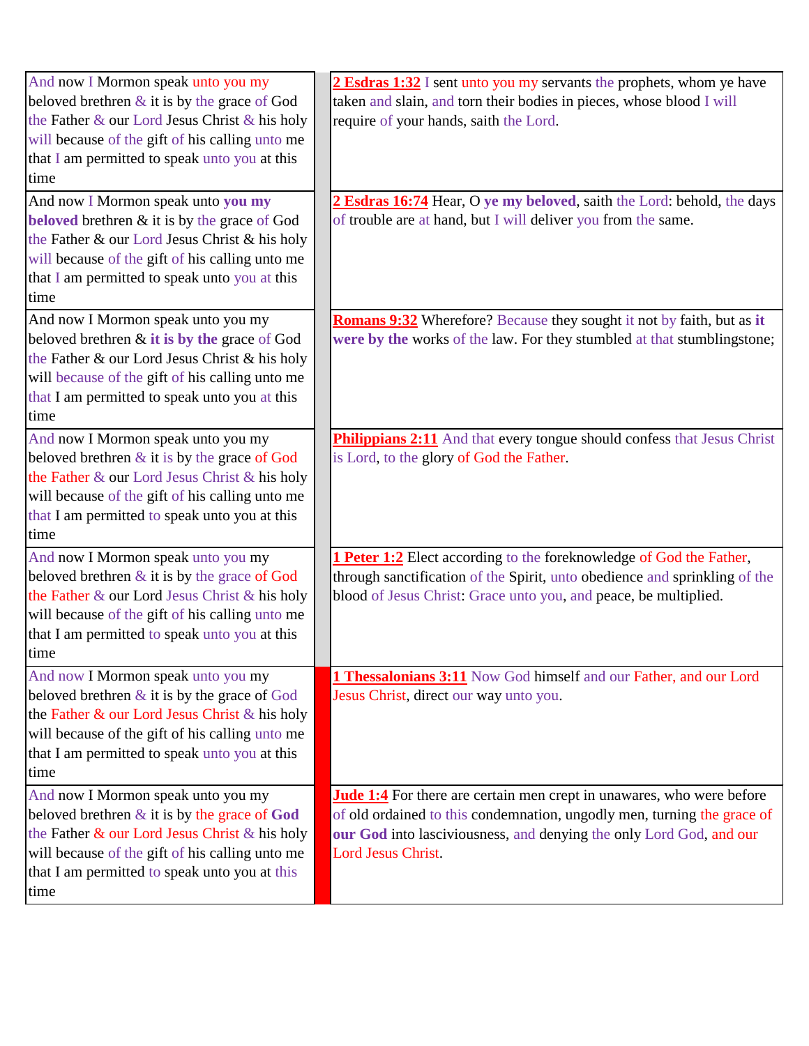| | | |
|---|---|---|
| And now I Mormon speak unto you my beloved brethren & it is by the grace of God the Father & our Lord Jesus Christ & his holy will because of the gift of his calling unto me that I am permitted to speak unto you at this time | | **2 Esdras 1:32** I sent unto you my servants the prophets, whom ye have taken and slain, and torn their bodies in pieces, whose blood I will require of your hands, saith the Lord. |
| And now I Mormon speak unto **you my beloved** brethren & it is by the grace of God the Father & our Lord Jesus Christ & his holy will because of the gift of his calling unto me that I am permitted to speak unto you at this time | | **2 Esdras 16:74** Hear, O **ye my beloved**, saith the Lord: behold, the days of trouble are at hand, but I will deliver you from the same. |
| And now I Mormon speak unto you my beloved brethren & **it is by the** grace of God the Father & our Lord Jesus Christ & his holy will because of the gift of his calling unto me that I am permitted to speak unto you at this time | | **Romans 9:32** Wherefore? Because they sought it not by faith, but as **it were by the** works of the law. For they stumbled at that stumblingstone; |
| And now I Mormon speak unto you my beloved brethren & it is by the grace of God the Father & our Lord Jesus Christ & his holy will because of the gift of his calling unto me that I am permitted to speak unto you at this time | | **Philippians 2:11** And that every tongue should confess that Jesus Christ is Lord, to the glory of God the Father. |
| And now I Mormon speak unto you my beloved brethren & it is by the grace of God the Father & our Lord Jesus Christ & his holy will because of the gift of his calling unto me that I am permitted to speak unto you at this time | | **1 Peter 1:2** Elect according to the foreknowledge of God the Father, through sanctification of the Spirit, unto obedience and sprinkling of the blood of Jesus Christ: Grace unto you, and peace, be multiplied. |
| And now I Mormon speak unto you my beloved brethren & it is by the grace of God the Father & our Lord Jesus Christ & his holy will because of the gift of his calling unto me that I am permitted to speak unto you at this time | | **1 Thessalonians 3:11** Now God himself and our Father, and our Lord Jesus Christ, direct our way unto you. |
| And now I Mormon speak unto you my beloved brethren & it is by the grace of **God** the Father & our Lord Jesus Christ & his holy will because of the gift of his calling unto me that I am permitted to speak unto you at this time | | **Jude 1:4** For there are certain men crept in unawares, who were before of old ordained to this condemnation, ungodly men, turning the grace of **our God** into lasciviousness, and denying the only Lord God, and our Lord Jesus Christ. |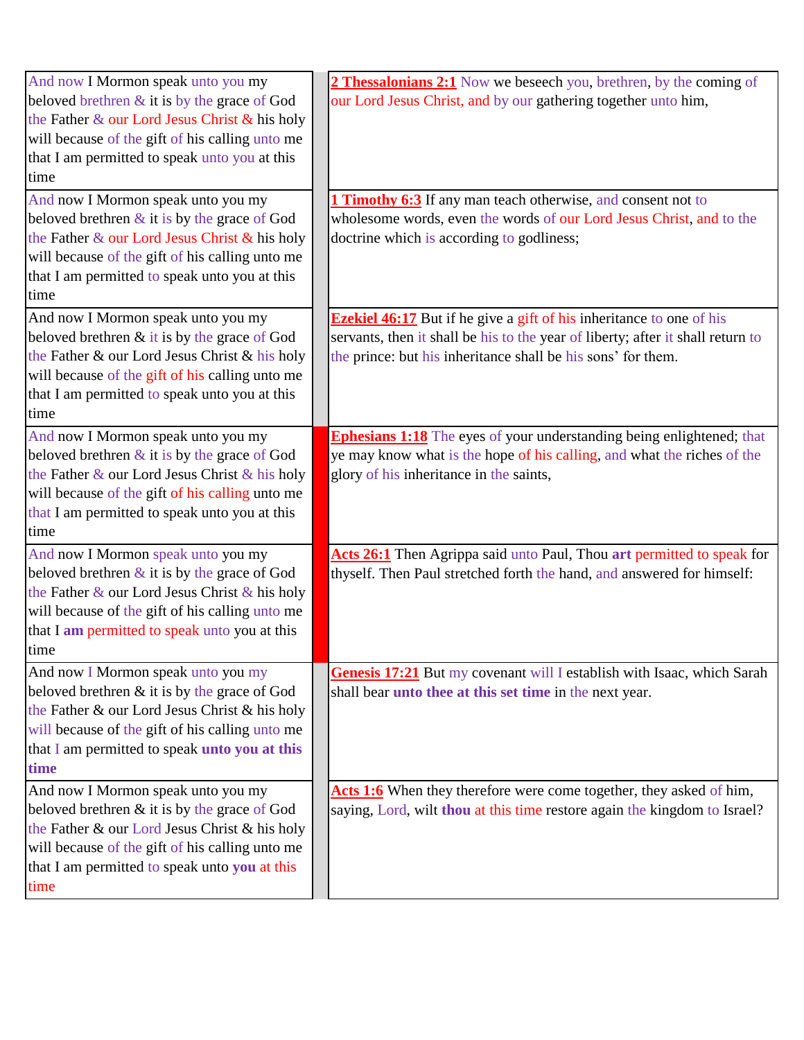| | | |
|---|---|---|
| And now I Mormon speak unto you my beloved brethren & it is by the grace of God the Father & our Lord Jesus Christ & his holy will because of the gift of his calling unto me that I am permitted to speak unto you at this time | | **2 Thessalonians 2:1** Now we beseech you, brethren, by the coming of our Lord Jesus Christ, and by our gathering together unto him, |
| And now I Mormon speak unto you my beloved brethren & it is by the grace of God the Father & our Lord Jesus Christ & his holy will because of the gift of his calling unto me that I am permitted to speak unto you at this time | | **1 Timothy 6:3** If any man teach otherwise, and consent not to wholesome words, even the words of our Lord Jesus Christ, and to the doctrine which is according to godliness; |
| And now I Mormon speak unto you my beloved brethren & it is by the grace of God the Father & our Lord Jesus Christ & his holy will because of the gift of his calling unto me that I am permitted to speak unto you at this time | | **Ezekiel 46:17** But if he give a gift of his inheritance to one of his servants, then it shall be his to the year of liberty; after it shall return to the prince: but his inheritance shall be his sons' for them. |
| And now I Mormon speak unto you my beloved brethren & it is by the grace of God the Father & our Lord Jesus Christ & his holy will because of the gift of his calling unto me that I am permitted to speak unto you at this time | | **Ephesians 1:18** The eyes of your understanding being enlightened; that ye may know what is the hope of his calling, and what the riches of the glory of his inheritance in the saints, |
| And now I Mormon speak unto you my beloved brethren & it is by the grace of God the Father & our Lord Jesus Christ & his holy will because of the gift of his calling unto me that I **am** permitted to speak unto you at this time | | **Acts 26:1** Then Agrippa said unto Paul, Thou **art** permitted to speak for thyself. Then Paul stretched forth the hand, and answered for himself: |
| And now I Mormon speak unto you my beloved brethren & it is by the grace of God the Father & our Lord Jesus Christ & his holy will because of the gift of his calling unto me that I am permitted to speak **unto you at this time** | | **Genesis 17:21** But my covenant will I establish with Isaac, which Sarah shall bear **unto thee at this set time** in the next year. |
| And now I Mormon speak unto you my beloved brethren & it is by the grace of God the Father & our Lord Jesus Christ & his holy will because of the gift of his calling unto me that I am permitted to speak unto **you** at this time | | **Acts 1:6** When they therefore were come together, they asked of him, saying, Lord, wilt **thou** at this time restore again the kingdom to Israel? |